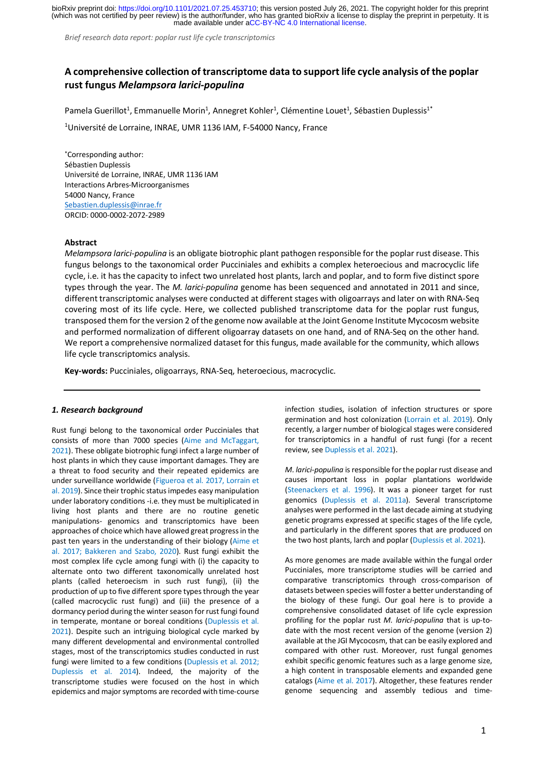# A comprehensive collection of transcriptome data to support life cycle analysis of the poplar rust fungus *Melampsora larici-populina*

Pamela Guerillot[1], Emmanuelle Morin[1], Annegret Kohler[1], Clémentine Louet[1], Sébastien Duplessis[1*]

[1]Université de Lorraine, INRAE, UMR 1136 IAM, F-54000 Nancy, France

[*]Corresponding author:
Sébastien Duplessis
Université de Lorraine, INRAE, UMR 1136 IAM
Interactions Arbres-Microorganismes
54000 Nancy, France
Sebastien.duplessis@inrae.fr
ORCID: 0000-0002-2072-2989

## Abstract

*Melampsora larici-populina* is an obligate biotrophic plant pathogen responsible for the poplar rust disease. This fungus belongs to the taxonomical order Pucciniales and exhibits a complex heteroecious and macrocyclic life cycle, i.e. it has the capacity to infect two unrelated host plants, larch and poplar, and to form five distinct spore types through the year. The *M. larici-populina* genome has been sequenced and annotated in 2011 and since, different transcriptomic analyses were conducted at different stages with oligoarrays and later on with RNA-Seq covering most of its life cycle. Here, we collected published transcriptome data for the poplar rust fungus, transposed them for the version 2 of the genome now available at the Joint Genome Institute Mycocosm website and performed normalization of different oligoarray datasets on one hand, and of RNA-Seq on the other hand. We report a comprehensive normalized dataset for this fungus, made available for the community, which allows life cycle transcriptomics analysis.

**Key-words:** Pucciniales, oligoarrays, RNA-Seq, heteroecious, macrocyclic.

### *1. Research background*

Rust fungi belong to the taxonomical order Pucciniales that consists of more than 7000 species (Aime and McTaggart, 2021). These obligate biotrophic fungi infect a large number of host plants in which they cause important damages. They are a threat to food security and their repeated epidemics are under surveillance worldwide (Figueroa et al. 2017, Lorrain et al. 2019). Since their trophic status impedes easy manipulation under laboratory conditions -i.e. they must be multiplicated in living host plants and there are no routine genetic manipulations- genomics and transcriptomics have been approaches of choice which have allowed great progress in the past ten years in the understanding of their biology (Aime et al. 2017; Bakkeren and Szabo, 2020). Rust fungi exhibit the most complex life cycle among fungi with (i) the capacity to alternate onto two different taxonomically unrelated host plants (called heteroecism in such rust fungi), (ii) the production of up to five different spore types through the year (called macrocyclic rust fungi) and (iii) the presence of a dormancy period during the winter season for rust fungi found in temperate, montane or boreal conditions (Duplessis et al. 2021). Despite such an intriguing biological cycle marked by many different developmental and environmental controlled stages, most of the transcriptomics studies conducted in rust fungi were limited to a few conditions (Duplessis et al. 2012; Duplessis et al. 2014). Indeed, the majority of the transcriptome studies were focused on the host in which epidemics and major symptoms are recorded with time-course infection studies, isolation of infection structures or spore germination and host colonization (Lorrain et al. 2019). Only recently, a larger number of biological stages were considered for transcriptomics in a handful of rust fungi (for a recent review, see Duplessis et al. 2021).

*M. larici-populina* is responsible for the poplar rust disease and causes important loss in poplar plantations worldwide (Steenackers et al. 1996). It was a pioneer target for rust genomics (Duplessis et al. 2011a). Several transcriptome analyses were performed in the last decade aiming at studying genetic programs expressed at specific stages of the life cycle, and particularly in the different spores that are produced on the two host plants, larch and poplar (Duplessis et al. 2021).

As more genomes are made available within the fungal order Pucciniales, more transcriptome studies will be carried and comparative transcriptomics through cross-comparison of datasets between species will foster a better understanding of the biology of these fungi. Our goal here is to provide a comprehensive consolidated dataset of life cycle expression profiling for the poplar rust *M. larici-populina* that is up-to-date with the most recent version of the genome (version 2) available at the JGI Mycocosm, that can be easily explored and compared with other rust. Moreover, rust fungal genomes exhibit specific genomic features such as a large genome size, a high content in transposable elements and expanded gene catalogs (Aime et al. 2017). Altogether, these features render genome sequencing and assembly tedious and time-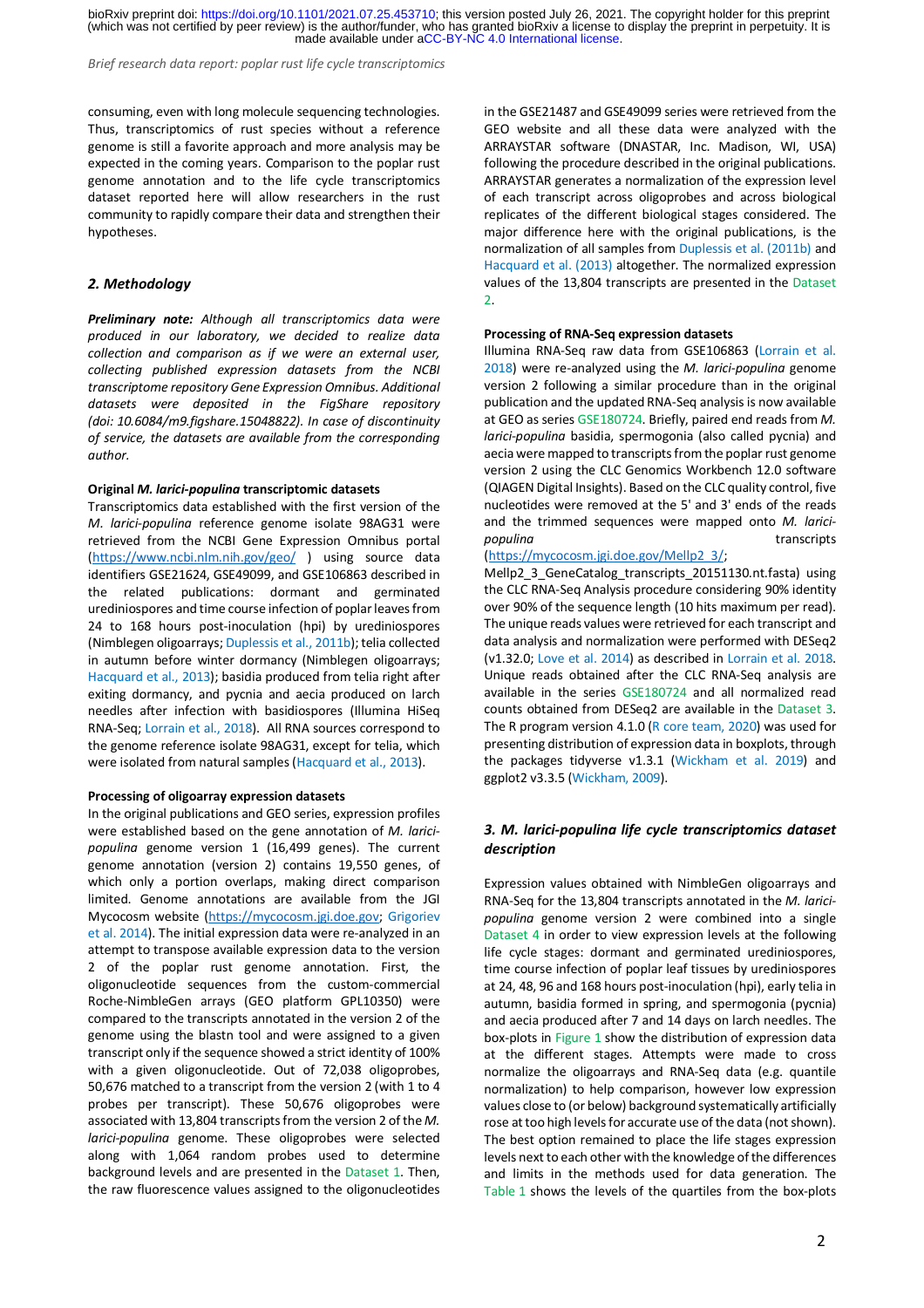consuming, even with long molecule sequencing technologies. Thus, transcriptomics of rust species without a reference genome is still a favorite approach and more analysis may be expected in the coming years. Comparison to the poplar rust genome annotation and to the life cycle transcriptomics dataset reported here will allow researchers in the rust community to rapidly compare their data and strengthen their hypotheses.

## 2. Methodology

***Preliminary note:*** *Although all transcriptomics data were produced in our laboratory, we decided to realize data collection and comparison as if we were an external user, collecting published expression datasets from the NCBI transcriptome repository Gene Expression Omnibus. Additional datasets were deposited in the FigShare repository (doi: 10.6084/m9.figshare.15048822). In case of discontinuity of service, the datasets are available from the corresponding author.*

**Original *M. larici-populina* transcriptomic datasets**

Transcriptomics data established with the first version of the *M. larici-populina* reference genome isolate 98AG31 were retrieved from the NCBI Gene Expression Omnibus portal (https://www.ncbi.nlm.nih.gov/geo/ ) using source data identifiers GSE21624, GSE49099, and GSE106863 described in the related publications: dormant and germinated urediniospores and time course infection of poplar leaves from 24 to 168 hours post-inoculation (hpi) by urediniospores (Nimblegen oligoarrays; Duplessis et al., 2011b); telia collected in autumn before winter dormancy (Nimblegen oligoarrays; Hacquard et al., 2013); basidia produced from telia right after exiting dormancy, and pycnia and aecia produced on larch needles after infection with basidiospores (Illumina HiSeq RNA-Seq; Lorrain et al., 2018). All RNA sources correspond to the genome reference isolate 98AG31, except for telia, which were isolated from natural samples (Hacquard et al., 2013).

**Processing of oligoarray expression datasets**

In the original publications and GEO series, expression profiles were established based on the gene annotation of *M. larici-populina* genome version 1 (16,499 genes). The current genome annotation (version 2) contains 19,550 genes, of which only a portion overlaps, making direct comparison limited. Genome annotations are available from the JGI Mycocosm website (https://mycocosm.jgi.doe.gov; Grigoriev et al. 2014). The initial expression data were re-analyzed in an attempt to transpose available expression data to the version 2 of the poplar rust genome annotation. First, the oligonucleotide sequences from the custom-commercial Roche-NimbleGen arrays (GEO platform GPL10350) were compared to the transcripts annotated in the version 2 of the genome using the blastn tool and were assigned to a given transcript only if the sequence showed a strict identity of 100% with a given oligonucleotide. Out of 72,038 oligoprobes, 50,676 matched to a transcript from the version 2 (with 1 to 4 probes per transcript). These 50,676 oligoprobes were associated with 13,804 transcripts from the version 2 of the *M. larici-populina* genome. These oligoprobes were selected along with 1,064 random probes used to determine background levels and are presented in the Dataset 1. Then, the raw fluorescence values assigned to the oligonucleotides in the GSE21487 and GSE49099 series were retrieved from the GEO website and all these data were analyzed with the ARRAYSTAR software (DNASTAR, Inc. Madison, WI, USA) following the procedure described in the original publications. ARRAYSTAR generates a normalization of the expression level of each transcript across oligoprobes and across biological replicates of the different biological stages considered. The major difference here with the original publications, is the normalization of all samples from Duplessis et al. (2011b) and Hacquard et al. (2013) altogether. The normalized expression values of the 13,804 transcripts are presented in the Dataset 2.

**Processing of RNA-Seq expression datasets**

Illumina RNA-Seq raw data from GSE106863 (Lorrain et al. 2018) were re-analyzed using the *M. larici-populina* genome version 2 following a similar procedure than in the original publication and the updated RNA-Seq analysis is now available at GEO as series GSE180724. Briefly, paired end reads from *M. larici-populina* basidia, spermogonia (also called pycnia) and aecia were mapped to transcripts from the poplar rust genome version 2 using the CLC Genomics Workbench 12.0 software (QIAGEN Digital Insights). Based on the CLC quality control, five nucleotides were removed at the 5' and 3' ends of the reads and the trimmed sequences were mapped onto *M. larici-populina* transcripts (https://mycocosm.jgi.doe.gov/Mellp2_3/; Mellp2_3_GeneCatalog_transcripts_20151130.nt.fasta) using the CLC RNA-Seq Analysis procedure considering 90% identity over 90% of the sequence length (10 hits maximum per read). The unique reads values were retrieved for each transcript and data analysis and normalization were performed with DESeq2 (v1.32.0; Love et al. 2014) as described in Lorrain et al. 2018. Unique reads obtained after the CLC RNA-Seq analysis are available in the series GSE180724 and all normalized read counts obtained from DESeq2 are available in the Dataset 3. The R program version 4.1.0 (R core team, 2020) was used for presenting distribution of expression data in boxplots, through the packages tidyverse v1.3.1 (Wickham et al. 2019) and ggplot2 v3.3.5 (Wickham, 2009).

## 3. *M. larici-populina* life cycle transcriptomics dataset description

Expression values obtained with NimbleGen oligoarrays and RNA-Seq for the 13,804 transcripts annotated in the *M. larici-populina* genome version 2 were combined into a single Dataset 4 in order to view expression levels at the following life cycle stages: dormant and germinated urediniospores, time course infection of poplar leaf tissues by urediniospores at 24, 48, 96 and 168 hours post-inoculation (hpi), early telia in autumn, basidia formed in spring, and spermogonia (pycnia) and aecia produced after 7 and 14 days on larch needles. The box-plots in Figure 1 show the distribution of expression data at the different stages. Attempts were made to cross normalize the oligoarrays and RNA-Seq data (e.g. quantile normalization) to help comparison, however low expression values close to (or below) background systematically artificially rose at too high levels for accurate use of the data (not shown). The best option remained to place the life stages expression levels next to each other with the knowledge of the differences and limits in the methods used for data generation. The Table 1 shows the levels of the quartiles from the box-plots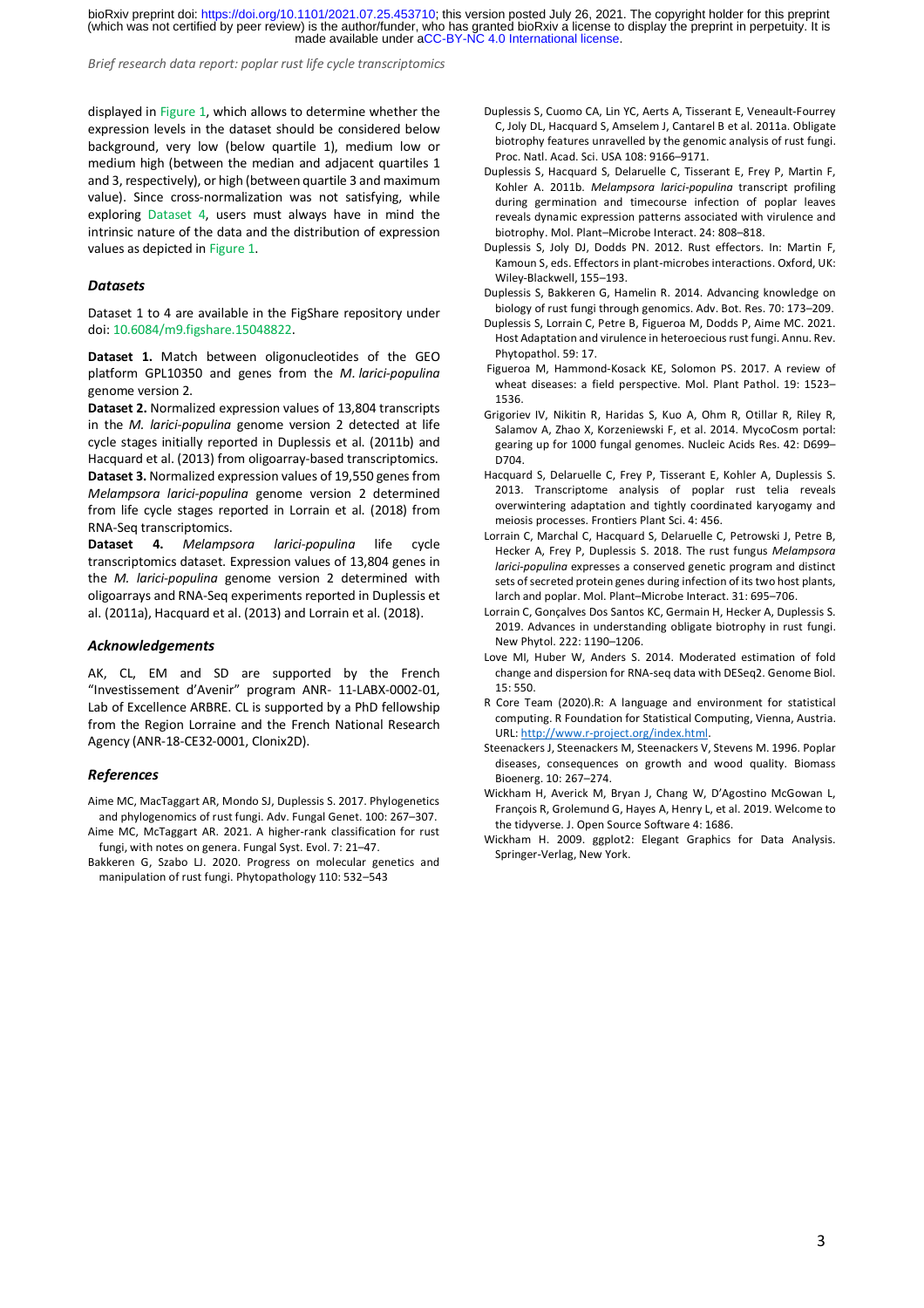displayed in Figure 1, which allows to determine whether the expression levels in the dataset should be considered below background, very low (below quartile 1), medium low or medium high (between the median and adjacent quartiles 1 and 3, respectively), or high (between quartile 3 and maximum value). Since cross-normalization was not satisfying, while exploring Dataset 4, users must always have in mind the intrinsic nature of the data and the distribution of expression values as depicted in Figure 1.

### *Datasets*

Dataset 1 to 4 are available in the FigShare repository under doi: 10.6084/m9.figshare.15048822.

**Dataset 1.** Match between oligonucleotides of the GEO platform GPL10350 and genes from the *M. larici-populina* genome version 2.

**Dataset 2.** Normalized expression values of 13,804 transcripts in the *M. larici-populina* genome version 2 detected at life cycle stages initially reported in Duplessis et al. (2011b) and Hacquard et al. (2013) from oligoarray-based transcriptomics.

**Dataset 3.** Normalized expression values of 19,550 genes from *Melampsora larici-populina* genome version 2 determined from life cycle stages reported in Lorrain et al. (2018) from RNA-Seq transcriptomics.

**Dataset 4.** *Melampsora larici-populina* life cycle transcriptomics dataset. Expression values of 13,804 genes in the *M. larici-populina* genome version 2 determined with oligoarrays and RNA-Seq experiments reported in Duplessis et al. (2011a), Hacquard et al. (2013) and Lorrain et al. (2018).

### *Acknowledgements*

AK, CL, EM and SD are supported by the French "Investissement d'Avenir" program ANR- 11-LABX-0002-01, Lab of Excellence ARBRE. CL is supported by a PhD fellowship from the Region Lorraine and the French National Research Agency (ANR-18-CE32-0001, Clonix2D).

### *References*

Aime MC, MacTaggart AR, Mondo SJ, Duplessis S. 2017. Phylogenetics and phylogenomics of rust fungi. Adv. Fungal Genet. 100: 267–307.

Aime MC, McTaggart AR. 2021. A higher-rank classification for rust fungi, with notes on genera. Fungal Syst. Evol. 7: 21–47.

Bakkeren G, Szabo LJ. 2020. Progress on molecular genetics and manipulation of rust fungi. Phytopathology 110: 532–543

Duplessis S, Cuomo CA, Lin YC, Aerts A, Tisserant E, Veneault-Fourrey C, Joly DL, Hacquard S, Amselem J, Cantarel B et al. 2011a. Obligate biotrophy features unravelled by the genomic analysis of rust fungi. Proc. Natl. Acad. Sci. USA 108: 9166–9171.

Duplessis S, Hacquard S, Delaruelle C, Tisserant E, Frey P, Martin F, Kohler A. 2011b. *Melampsora larici-populina* transcript profiling during germination and timecourse infection of poplar leaves reveals dynamic expression patterns associated with virulence and biotrophy. Mol. Plant–Microbe Interact. 24: 808–818.

Duplessis S, Joly DJ, Dodds PN. 2012. Rust effectors. In: Martin F, Kamoun S, eds. Effectors in plant-microbes interactions. Oxford, UK: Wiley-Blackwell, 155–193.

Duplessis S, Bakkeren G, Hamelin R. 2014. Advancing knowledge on biology of rust fungi through genomics. Adv. Bot. Res. 70: 173–209.

Duplessis S, Lorrain C, Petre B, Figueroa M, Dodds P, Aime MC. 2021. Host Adaptation and virulence in heteroecious rust fungi. Annu. Rev. Phytopathol. 59: 17.

Figueroa M, Hammond-Kosack KE, Solomon PS. 2017. A review of wheat diseases: a field perspective. Mol. Plant Pathol. 19: 1523–1536.

Grigoriev IV, Nikitin R, Haridas S, Kuo A, Ohm R, Otillar R, Riley R, Salamov A, Zhao X, Korzeniewski F, et al. 2014. MycoCosm portal: gearing up for 1000 fungal genomes. Nucleic Acids Res. 42: D699–D704.

Hacquard S, Delaruelle C, Frey P, Tisserant E, Kohler A, Duplessis S. 2013. Transcriptome analysis of poplar rust telia reveals overwintering adaptation and tightly coordinated karyogamy and meiosis processes. Frontiers Plant Sci. 4: 456.

Lorrain C, Marchal C, Hacquard S, Delaruelle C, Petrowski J, Petre B, Hecker A, Frey P, Duplessis S. 2018. The rust fungus *Melampsora larici-populina* expresses a conserved genetic program and distinct sets of secreted protein genes during infection of its two host plants, larch and poplar. Mol. Plant–Microbe Interact. 31: 695–706.

Lorrain C, Gonçalves Dos Santos KC, Germain H, Hecker A, Duplessis S. 2019. Advances in understanding obligate biotrophy in rust fungi. New Phytol. 222: 1190–1206.

Love MI, Huber W, Anders S. 2014. Moderated estimation of fold change and dispersion for RNA-seq data with DESeq2. Genome Biol. 15: 550.

R Core Team (2020).R: A language and environment for statistical computing. R Foundation for Statistical Computing, Vienna, Austria. URL: http://www.r-project.org/index.html.

Steenackers J, Steenackers M, Steenackers V, Stevens M. 1996. Poplar diseases, consequences on growth and wood quality. Biomass Bioenerg. 10: 267–274.

Wickham H, Averick M, Bryan J, Chang W, D'Agostino McGowan L, François R, Grolemund G, Hayes A, Henry L, et al. 2019. Welcome to the tidyverse. J. Open Source Software 4: 1686.

Wickham H. 2009. ggplot2: Elegant Graphics for Data Analysis. Springer-Verlag, New York.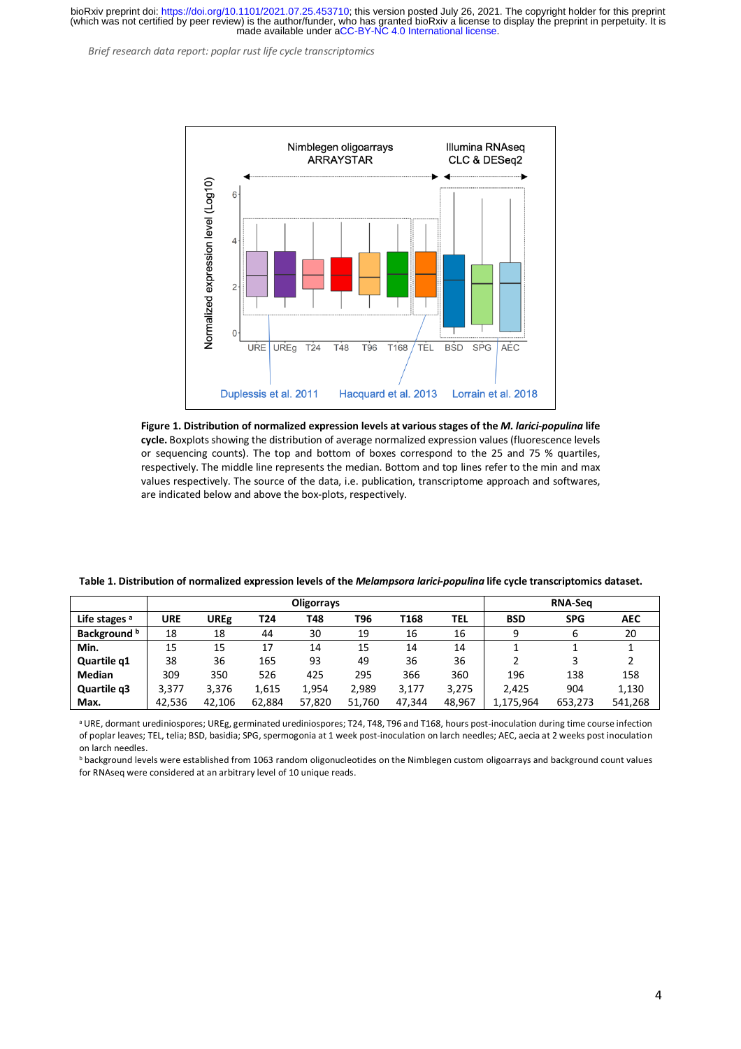Nimblegen oligoarrays
ARRAYSTAR

Illumina RNAseq
CLC & DESeq2

Normalized expression level (Log10)

0
2
4
6

URE UREg T24 T48 T96 T168 TEL BSD SPG AEC

Duplessis et al. 2011
Hacquard et al. 2013
Lorrain et al. 2018

**Figure 1. Distribution of normalized expression levels at various stages of the *M. larici-populina* life cycle.** Boxplots showing the distribution of average normalized expression values (fluorescence levels or sequencing counts). The top and bottom of boxes correspond to the 25 and 75 % quartiles, respectively. The middle line represents the median. Bottom and top lines refer to the min and max values respectively. The source of the data, i.e. publication, transcriptome approach and softwares, are indicated below and above the box-plots, respectively.

**Table 1. Distribution of normalized expression levels of the *Melampsora larici-populina* life cycle transcriptomics dataset.**

| | Oligorrays | | | | | | | RNA-Seq | | |
|---|---|---|---|---|---|---|---|---|---|---|
| **Life stages [a]** | **URE** | **UREg** | **T24** | **T48** | **T96** | **T168** | **TEL** | **BSD** | **SPG** | **AEC** |
| **Background [b]** | 18 | 18 | 44 | 30 | 19 | 16 | 16 | 9 | 6 | 20 |
| **Min.** | 15 | 15 | 17 | 14 | 15 | 14 | 14 | 1 | 1 | 1 |
| **Quartile q1** | 38 | 36 | 165 | 93 | 49 | 36 | 36 | 2 | 3 | 2 |
| **Median** | 309 | 350 | 526 | 425 | 295 | 366 | 360 | 196 | 138 | 158 |
| **Quartile q3** | 3,377 | 3,376 | 1,615 | 1,954 | 2,989 | 3,177 | 3,275 | 2,425 | 904 | 1,130 |
| **Max.** | 42,536 | 42,106 | 62,884 | 57,820 | 51,760 | 47,344 | 48,967 | 1,175,964 | 653,273 | 541,268 |

[a] URE, dormant urediniospores; UREg, germinated urediniospores; T24, T48, T96 and T168, hours post-inoculation during time course infection of poplar leaves; TEL, telia; BSD, basidia; SPG, spermogonia at 1 week post-inoculation on larch needles; AEC, aecia at 2 weeks post inoculation on larch needles.

[b] background levels were established from 1063 random oligonucleotides on the Nimblegen custom oligoarrays and background count values for RNAseq were considered at an arbitrary level of 10 unique reads.